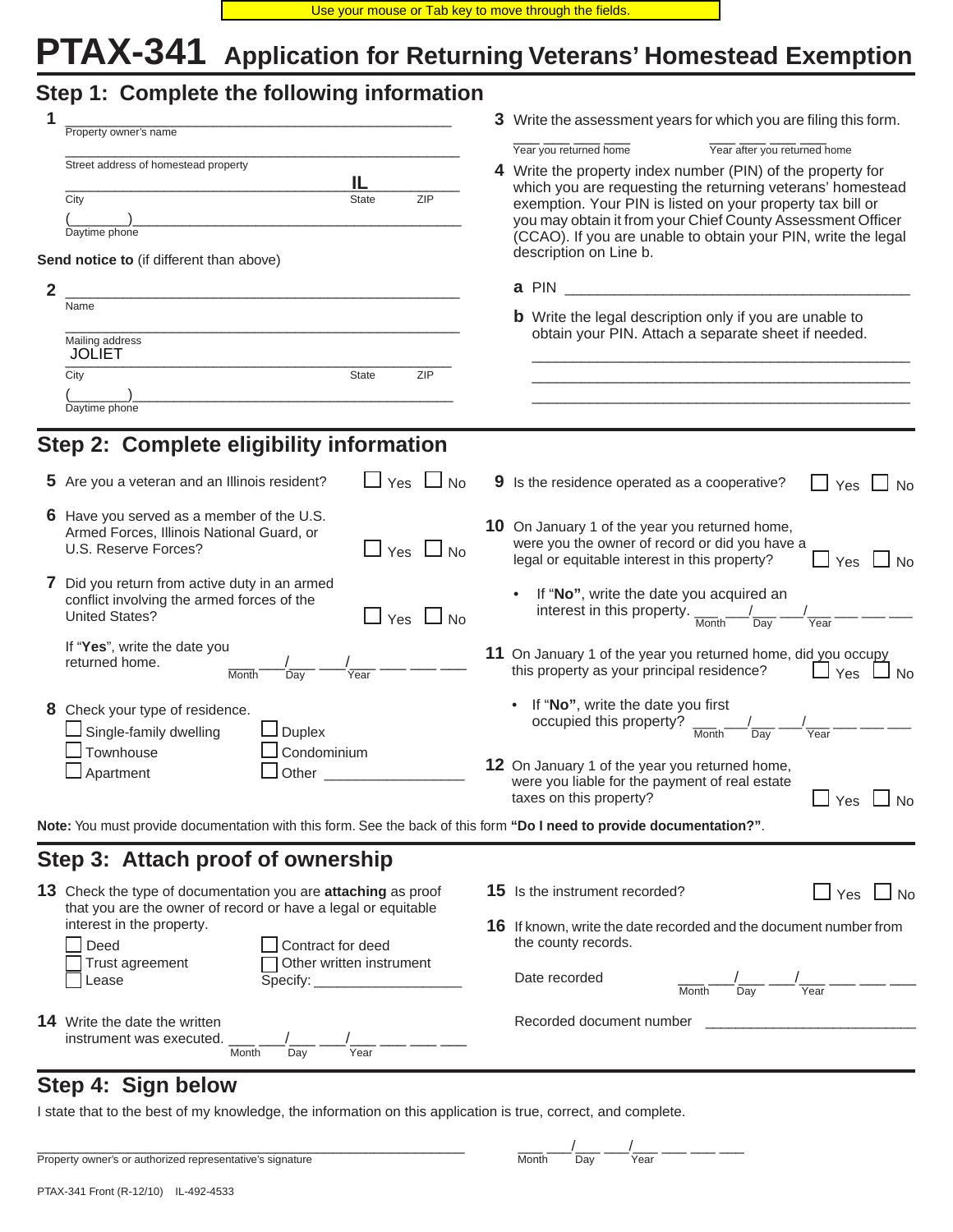Use your mouse or Tab key to move through the fields.

# PTAX-341 Application for Returning Veterans' Homestead Exemption

## Step 1: Complete the following information

**1** ______________________________________
Property owner's name

______________________________________
Street address of homestead property

______________________ IL ______
City State ZIP

(______)______________________
Daytime phone

**Send notice to** (if different than above)

**2** ______________________________________
Name

______________________________________
Mailing address

JOLIET ______________________
City State ZIP

(______)______________________
Daytime phone

**3** Write the assessment years for which you are filing this form.

___ ___ ___ ___ Year you returned home ___ ___ ___ ___ Year after you returned home

**4** Write the property index number (PIN) of the property for which you are requesting the returning veterans' homestead exemption. Your PIN is listed on your property tax bill or you may obtain it from your Chief County Assessment Officer (CCAO). If you are unable to obtain your PIN, write the legal description on Line b.

**a** PIN ______________________________________

**b** Write the legal description only if you are unable to obtain your PIN. Attach a separate sheet if needed.

______________________________________
______________________________________
______________________________________

## Step 2: Complete eligibility information

**5** Are you a veteran and an Illinois resident? ☐ Yes ☐ No

**6** Have you served as a member of the U.S. Armed Forces, Illinois National Guard, or U.S. Reserve Forces? ☐ Yes ☐ No

**7** Did you return from active duty in an armed conflict involving the armed forces of the United States? ☐ Yes ☐ No

If "**Yes**", write the date you returned home. ___ ___/___ ___/___ ___ ___ ___ (Month Day Year)

**8** Check your type of residence.
- ☐ Single-family dwelling
- ☐ Townhouse
- ☐ Apartment
- ☐ Duplex
- ☐ Condominium
- ☐ Other ________________

**9** Is the residence operated as a cooperative? ☐ Yes ☐ No

**10** On January 1 of the year you returned home, were you the owner of record or did you have a legal or equitable interest in this property? ☐ Yes ☐ No

- If "**No**", write the date you acquired an interest in this property. ___ ___/___ ___/___ ___ ___ ___ (Month Day Year)

**11** On January 1 of the year you returned home, did you occupy this property as your principal residence? ☐ Yes ☐ No

- If "**No**", write the date you first occupied this property? ___ ___/___ ___/___ ___ ___ ___ (Month Day Year)

**12** On January 1 of the year you returned home, were you liable for the payment of real estate taxes on this property? ☐ Yes ☐ No

**Note:** You must provide documentation with this form. See the back of this form **"Do I need to provide documentation?"**.

## Step 3: Attach proof of ownership

**13** Check the type of documentation you are **attaching** as proof that you are the owner of record or have a legal or equitable interest in the property.
- ☐ Deed
- ☐ Trust agreement
- ☐ Lease
- ☐ Contract for deed
- ☐ Other written instrument

Specify: ________________

**14** Write the date the written instrument was executed. ___ ___/___ ___/___ ___ ___ ___ (Month Day Year)

**15** Is the instrument recorded? ☐ Yes ☐ No

**16** If known, write the date recorded and the document number from the county records.

Date recorded ___ ___/___ ___/___ ___ ___ ___ (Month Day Year)

Recorded document number ________________________

## Step 4: Sign below

I state that to the best of my knowledge, the information on this application is true, correct, and complete.

______________________________________ ___ ___/___ ___/___ ___ ___ ___
Property owner's or authorized representative's signature (Month Day Year)

PTAX-341 Front (R-12/10) IL-492-4533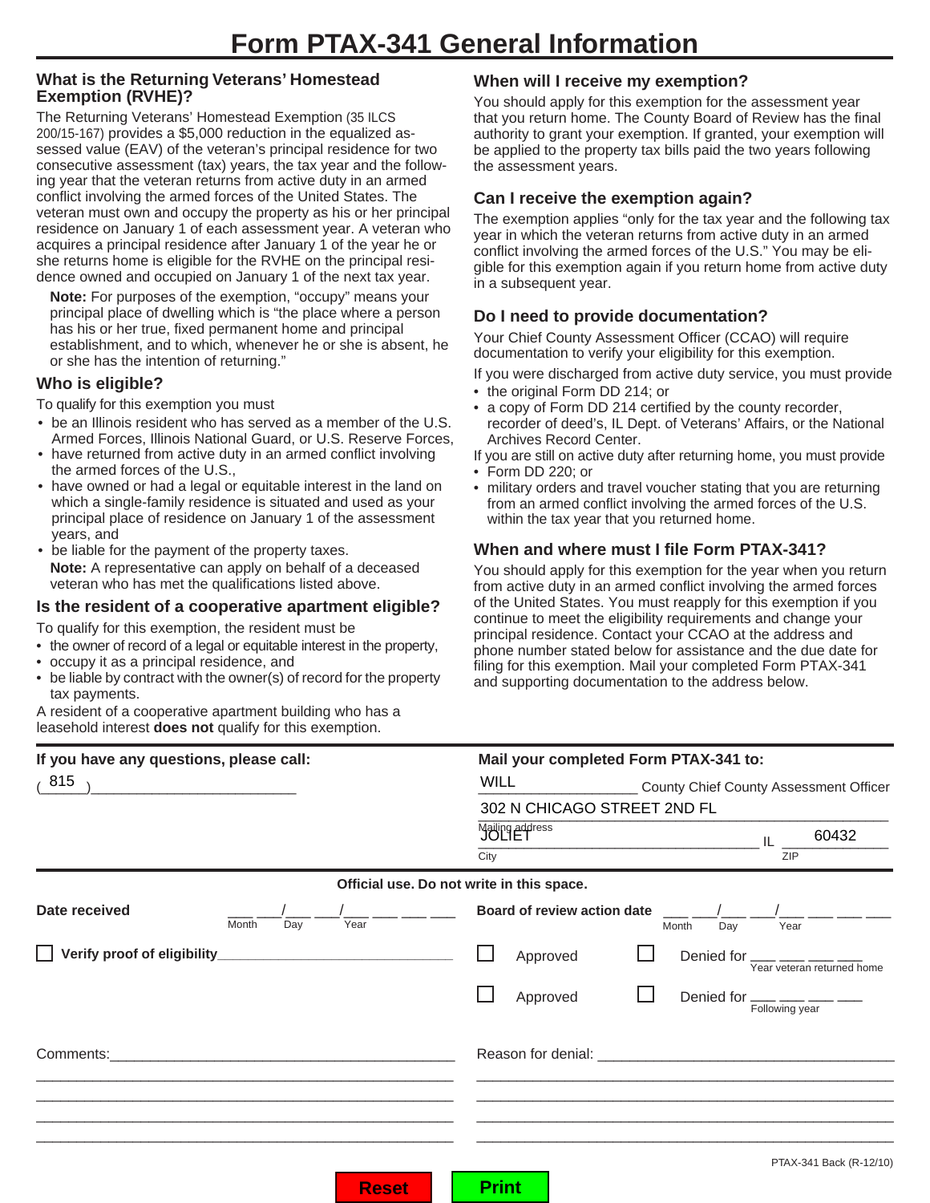# Form PTAX-341 General Information

## What is the Returning Veterans' Homestead Exemption (RVHE)?

The Returning Veterans' Homestead Exemption (35 ILCS 200/15-167) provides a $5,000 reduction in the equalized assessed value (EAV) of the veteran's principal residence for two consecutive assessment (tax) years, the tax year and the following year that the veteran returns from active duty in an armed conflict involving the armed forces of the United States. The veteran must own and occupy the property as his or her principal residence on January 1 of each assessment year. A veteran who acquires a principal residence after January 1 of the year he or she returns home is eligible for the RVHE on the principal residence owned and occupied on January 1 of the next tax year.

**Note:** For purposes of the exemption, "occupy" means your principal place of dwelling which is "the place where a person has his or her true, fixed permanent home and principal establishment, and to which, whenever he or she is absent, he or she has the intention of returning."

## Who is eligible?

To qualify for this exemption you must

- be an Illinois resident who has served as a member of the U.S. Armed Forces, Illinois National Guard, or U.S. Reserve Forces,
- have returned from active duty in an armed conflict involving the armed forces of the U.S.,
- have owned or had a legal or equitable interest in the land on which a single-family residence is situated and used as your principal place of residence on January 1 of the assessment years, and
- be liable for the payment of the property taxes.

**Note:** A representative can apply on behalf of a deceased veteran who has met the qualifications listed above.

## Is the resident of a cooperative apartment eligible?

To qualify for this exemption, the resident must be

- the owner of record of a legal or equitable interest in the property,
- occupy it as a principal residence, and
- be liable by contract with the owner(s) of record for the property tax payments.

A resident of a cooperative apartment building who has a leasehold interest **does not** qualify for this exemption.

## When will I receive my exemption?

You should apply for this exemption for the assessment year that you return home. The County Board of Review has the final authority to grant your exemption. If granted, your exemption will be applied to the property tax bills paid the two years following the assessment years.

## Can I receive the exemption again?

The exemption applies "only for the tax year and the following tax year in which the veteran returns from active duty in an armed conflict involving the armed forces of the U.S." You may be eligible for this exemption again if you return home from active duty in a subsequent year.

## Do I need to provide documentation?

Your Chief County Assessment Officer (CCAO) will require documentation to verify your eligibility for this exemption.

If you were discharged from active duty service, you must provide

- the original Form DD 214; or
- a copy of Form DD 214 certified by the county recorder, recorder of deed's, IL Dept. of Veterans' Affairs, or the National Archives Record Center.

If you are still on active duty after returning home, you must provide

- Form DD 220; or
- military orders and travel voucher stating that you are returning from an armed conflict involving the armed forces of the U.S. within the tax year that you returned home.

## When and where must I file Form PTAX-341?

You should apply for this exemption for the year when you return from active duty in an armed conflict involving the armed forces of the United States. You must reapply for this exemption if you continue to meet the eligibility requirements and change your principal residence. Contact your CCAO at the address and phone number stated below for assistance and the due date for filing for this exemption. Mail your completed Form PTAX-341 and supporting documentation to the address below.

**If you have any questions, please call:**

(815) ______________________

**Mail your completed Form PTAX-341 to:**

WILL County Chief County Assessment Officer

302 N CHICAGO STREET 2ND FL
Mailing address

JOLIET IL 60432
City ZIP

**Official use. Do not write in this space.**

**Date received** ___ ___/___ ___/___ ___ ___ ___ (Month Day Year)

☐ **Verify proof of eligibility**______________________________

**Board of review action date** ___ ___/___ ___/___ ___ ___ ___ (Month Day Year)

☐ Approved ☐ Denied for ___ ___ ___ ___ (Year veteran returned home)

☐ Approved ☐ Denied for ___ ___ ___ ___ (Following year)

Comments:______________________________________________

Reason for denial: ______________________________________

PTAX-341 Back (R-12/10)

Reset Print